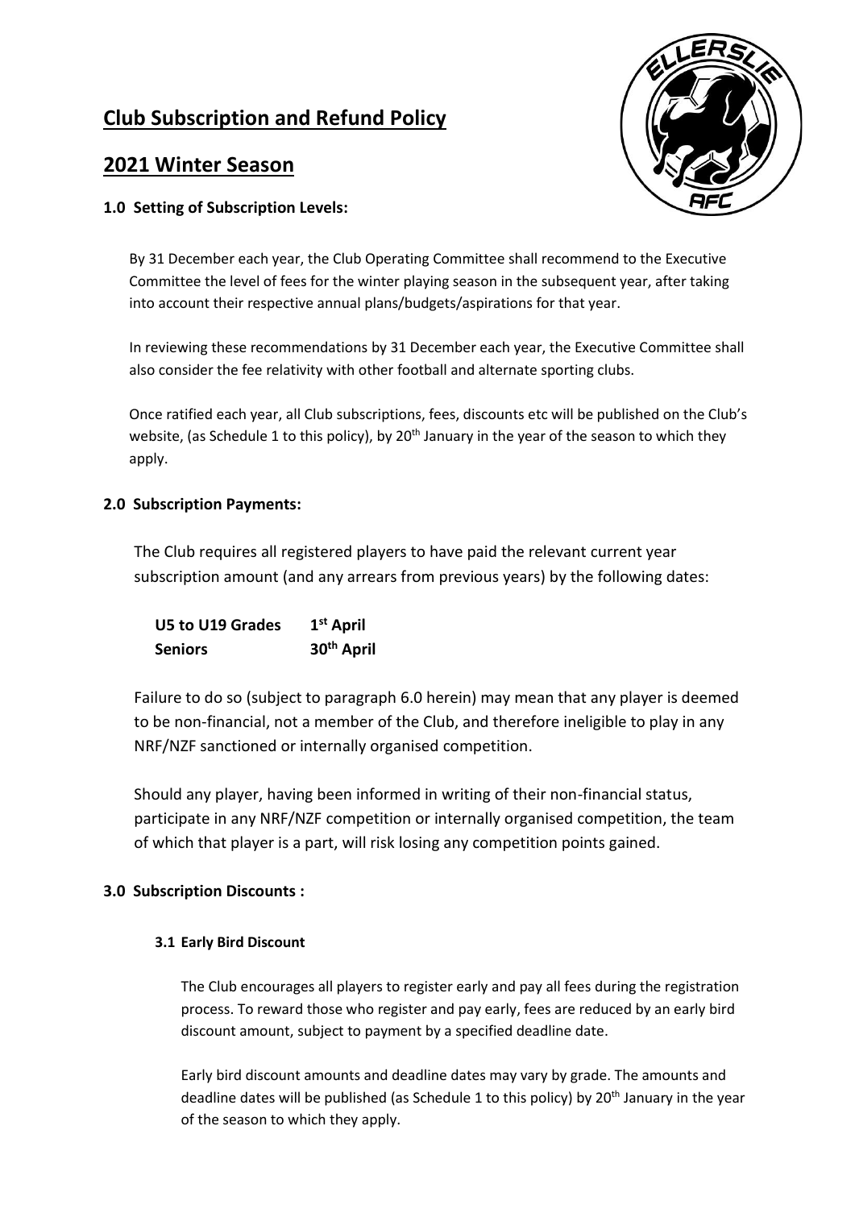# Club Subscription and Refund Policy

# 2021 Winter Season

### 1.0 Setting of Subscription Levels:

By 31 December each year, the Club Operating Committee shall recommend to the Executive Committee the level of fees for the winter playing season in the subsequent year, after taking into account their respective annual plans/budgets/aspirations for that year.

In reviewing these recommendations by 31 December each year, the Executive Committee shall also consider the fee relativity with other football and alternate sporting clubs.

Once ratified each year, all Club subscriptions, fees, discounts etc will be published on the Club's website, (as Schedule 1 to this policy), by 20th January in the year of the season to which they apply.

### 2.0 Subscription Payments:

The Club requires all registered players to have paid the relevant current year subscription amount (and any arrears from previous years) by the following dates:

| | |
|---|---|
| **U5 to U19 Grades** | **1st April** |
| **Seniors** | **30th April** |

Failure to do so (subject to paragraph 6.0 herein) may mean that any player is deemed to be non-financial, not a member of the Club, and therefore ineligible to play in any NRF/NZF sanctioned or internally organised competition.

Should any player, having been informed in writing of their non-financial status, participate in any NRF/NZF competition or internally organised competition, the team of which that player is a part, will risk losing any competition points gained.

### 3.0 Subscription Discounts :

#### 3.1 Early Bird Discount

The Club encourages all players to register early and pay all fees during the registration process. To reward those who register and pay early, fees are reduced by an early bird discount amount, subject to payment by a specified deadline date.

Early bird discount amounts and deadline dates may vary by grade. The amounts and deadline dates will be published (as Schedule 1 to this policy) by 20th January in the year of the season to which they apply.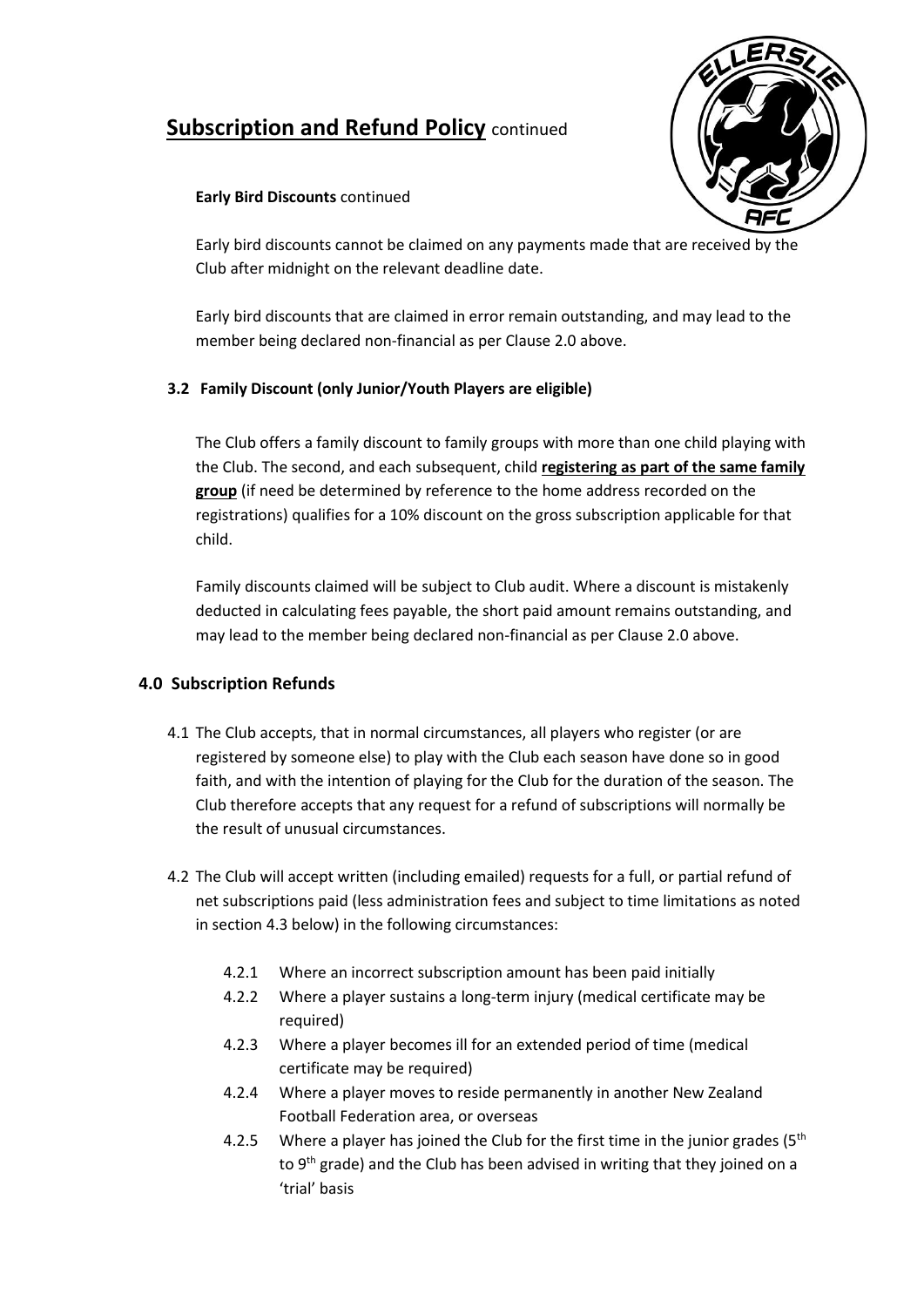# **Subscription and Refund Policy** continued

**Early Bird Discounts** continued

Early bird discounts cannot be claimed on any payments made that are received by the Club after midnight on the relevant deadline date.

Early bird discounts that are claimed in error remain outstanding, and may lead to the member being declared non-financial as per Clause 2.0 above.

### 3.2 Family Discount (only Junior/Youth Players are eligible)

The Club offers a family discount to family groups with more than one child playing with the Club. The second, and each subsequent, child **registering as part of the same family group** (if need be determined by reference to the home address recorded on the registrations) qualifies for a 10% discount on the gross subscription applicable for that child.

Family discounts claimed will be subject to Club audit. Where a discount is mistakenly deducted in calculating fees payable, the short paid amount remains outstanding, and may lead to the member being declared non-financial as per Clause 2.0 above.

## 4.0 Subscription Refunds

4.1 The Club accepts, that in normal circumstances, all players who register (or are registered by someone else) to play with the Club each season have done so in good faith, and with the intention of playing for the Club for the duration of the season. The Club therefore accepts that any request for a refund of subscriptions will normally be the result of unusual circumstances.

4.2 The Club will accept written (including emailed) requests for a full, or partial refund of net subscriptions paid (less administration fees and subject to time limitations as noted in section 4.3 below) in the following circumstances:

- 4.2.1 Where an incorrect subscription amount has been paid initially
- 4.2.2 Where a player sustains a long-term injury (medical certificate may be required)
- 4.2.3 Where a player becomes ill for an extended period of time (medical certificate may be required)
- 4.2.4 Where a player moves to reside permanently in another New Zealand Football Federation area, or overseas
- 4.2.5 Where a player has joined the Club for the first time in the junior grades (5th to 9th grade) and the Club has been advised in writing that they joined on a 'trial' basis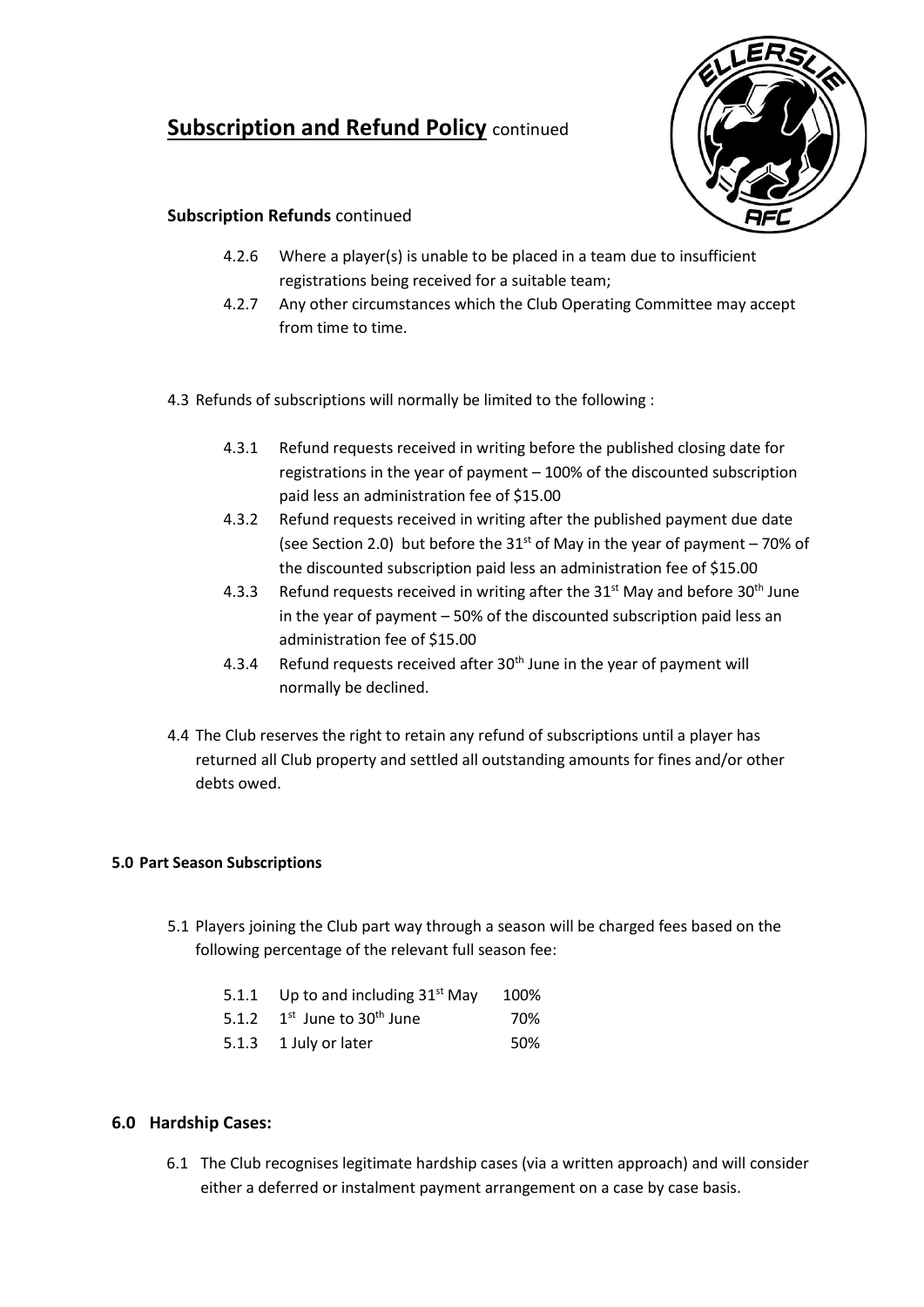# **Subscription and Refund Policy** continued

### **Subscription Refunds** continued

4.2.6 Where a player(s) is unable to be placed in a team due to insufficient registrations being received for a suitable team;

4.2.7 Any other circumstances which the Club Operating Committee may accept from time to time.

4.3 Refunds of subscriptions will normally be limited to the following :

4.3.1 Refund requests received in writing before the published closing date for registrations in the year of payment – 100% of the discounted subscription paid less an administration fee of $15.00

4.3.2 Refund requests received in writing after the published payment due date (see Section 2.0) but before the 31st of May in the year of payment – 70% of the discounted subscription paid less an administration fee of $15.00

4.3.3 Refund requests received in writing after the 31st May and before 30th June in the year of payment – 50% of the discounted subscription paid less an administration fee of $15.00

4.3.4 Refund requests received after 30th June in the year of payment will normally be declined.

4.4 The Club reserves the right to retain any refund of subscriptions until a player has returned all Club property and settled all outstanding amounts for fines and/or other debts owed.

### **5.0 Part Season Subscriptions**

5.1 Players joining the Club part way through a season will be charged fees based on the following percentage of the relevant full season fee:

| | | |
|---|---|---|
| 5.1.1 | Up to and including 31st May | 100% |
| 5.1.2 | 1st June to 30th June | 70% |
| 5.1.3 | 1 July or later | 50% |

## **6.0 Hardship Cases:**

6.1 The Club recognises legitimate hardship cases (via a written approach) and will consider either a deferred or instalment payment arrangement on a case by case basis.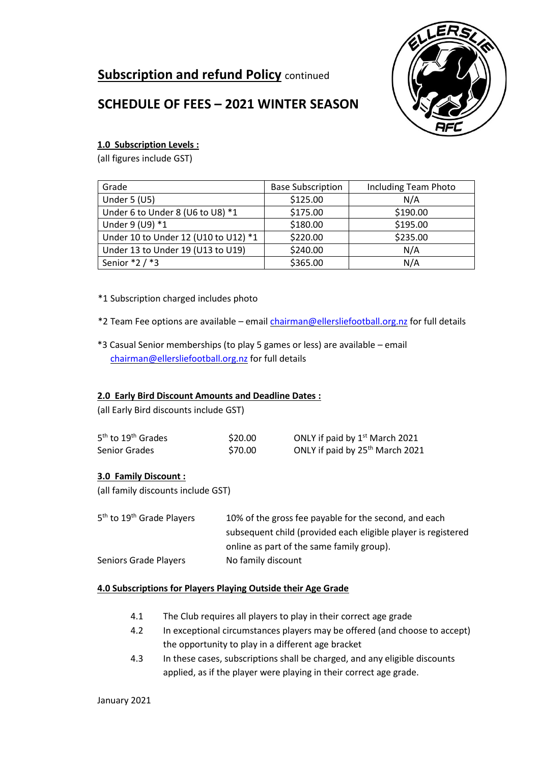## **Subscription and refund Policy** continued

## SCHEDULE OF FEES – 2021 WINTER SEASON

**1.0 Subscription Levels :**

(all figures include GST)

| Grade | Base Subscription | Including Team Photo |
|---|---|---|
| Under 5 (U5) | $125.00 | N/A |
| Under 6 to Under 8 (U6 to U8) *1 | $175.00 | $190.00 |
| Under 9 (U9) *1 | $180.00 | $195.00 |
| Under 10 to Under 12 (U10 to U12) *1 | $220.00 | $235.00 |
| Under 13 to Under 19 (U13 to U19) | $240.00 | N/A |
| Senior *2 / *3 | $365.00 | N/A |

*1 Subscription charged includes photo

*2 Team Fee options are available – email chairman@ellersliefootball.org.nz for full details

*3 Casual Senior memberships (to play 5 games or less) are available – email chairman@ellersliefootball.org.nz for full details

**2.0 Early Bird Discount Amounts and Deadline Dates :**

(all Early Bird discounts include GST)

| | | |
|---|---|---|
| 5th to 19th Grades | $20.00 | ONLY if paid by 1st March 2021 |
| Senior Grades | $70.00 | ONLY if paid by 25th March 2021 |

**3.0 Family Discount :**

(all family discounts include GST)

| | |
|---|---|
| 5th to 19th Grade Players | 10% of the gross fee payable for the second, and each subsequent child (provided each eligible player is registered online as part of the same family group). |
| Seniors Grade Players | No family discount |

**4.0 Subscriptions for Players Playing Outside their Age Grade**

4.1 The Club requires all players to play in their correct age grade

4.2 In exceptional circumstances players may be offered (and choose to accept) the opportunity to play in a different age bracket

4.3 In these cases, subscriptions shall be charged, and any eligible discounts applied, as if the player were playing in their correct age grade.

January 2021